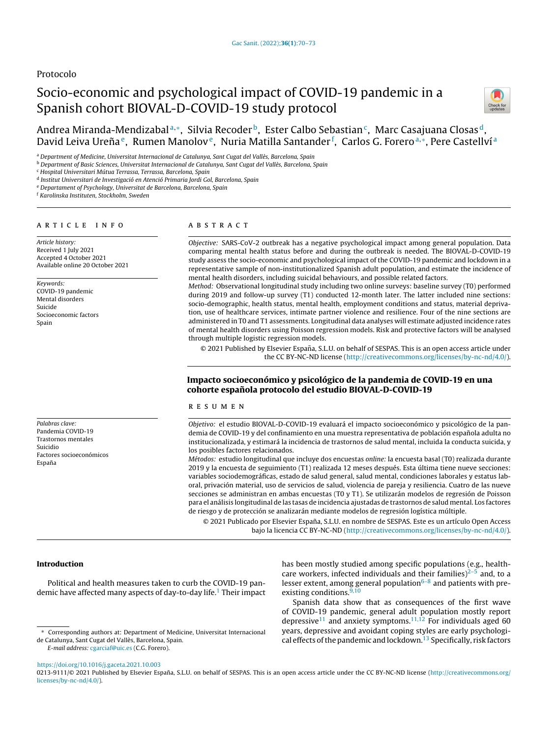Protocolo

# Socio-economic and psychological impact of COVID-19 pandemic in a Spanish cohort BIOVAL-D-COVID-19 study protocol

Andrea Miranda-Mendizabal[a,*], Silvia Recoder[b], Ester Calbo Sebastian[c], Marc Casajuana Closas[d], David Leiva Ureña[e], Rumen Manolov[e], Nuria Matilla Santander[f], Carlos G. Forero[a,*], Pere Castellví[a]

[a] Department of Medicine, Universitat Internacional de Catalunya, Sant Cugat del Vallès, Barcelona, Spain
[b] Department of Basic Sciences, Universitat Internacional de Catalunya, Sant Cugat del Vallès, Barcelona, Spain
[c] Hospital Universitari Mútua Terrassa, Terrassa, Barcelona, Spain
[d] Institut Universitari de Investigació en Atenció Primaria Jordi Gol, Barcelona, Spain
[e] Departament of Psychology, Universitat de Barcelona, Barcelona, Spain
[f] Karolinska Instituten, Stockholm, Sweden

## ARTICLE INFO

*Article history:*
Received 1 July 2021
Accepted 4 October 2021
Available online 20 October 2021

*Keywords:*
COVID-19 pandemic
Mental disorders
Suicide
Socioeconomic factors
Spain

## ABSTRACT

*Objective:* SARS-CoV-2 outbreak has a negative psychological impact among general population. Data comparing mental health status before and during the outbreak is needed. The BIOVAL-D-COVID-19 study assess the socio-economic and psychological impact of the COVID-19 pandemic and lockdown in a representative sample of non-institutionalized Spanish adult population, and estimate the incidence of mental health disorders, including suicidal behaviours, and possible related factors.

*Method:* Observational longitudinal study including two online surveys: baseline survey (T0) performed during 2019 and follow-up survey (T1) conducted 12-month later. The latter included nine sections: socio-demographic, health status, mental health, employment conditions and status, material deprivation, use of healthcare services, intimate partner violence and resilience. Four of the nine sections are administered in T0 and T1 assessments. Longitudinal data analyses will estimate adjusted incidence rates of mental health disorders using Poisson regression models. Risk and protective factors will be analysed through multiple logistic regression models.

© 2021 Published by Elsevier España, S.L.U. on behalf of SESPAS. This is an open access article under the CC BY-NC-ND license (http://creativecommons.org/licenses/by-nc-nd/4.0/).

## Impacto socioeconómico y psicológico de la pandemia de COVID-19 en una cohorte española protocolo del estudio BIOVAL-D-COVID-19

*Palabras clave:*
Pandemia COVID-19
Trastornos mentales
Suicidio
Factores socioeconómicos
España

## RESUMEN

*Objetivo:* el estudio BIOVAL-D-COVID-19 evaluará el impacto socioeconómico y psicológico de la pandemia de COVID-19 y del confinamiento en una muestra representativa de población española adulta no institucionalizada, y estimará la incidencia de trastornos de salud mental, incluida la conducta suicida, y los posibles factores relacionados.

*Métodos:* estudio longitudinal que incluye dos encuestas *online:* la encuesta basal (T0) realizada durante 2019 y la encuesta de seguimiento (T1) realizada 12 meses después. Esta última tiene nueve secciones: variables sociodemográficas, estado de salud general, salud mental, condiciones laborales y estatus laboral, privación material, uso de servicios de salud, violencia de pareja y resiliencia. Cuatro de las nueve secciones se administran en ambas encuestas (T0 y T1). Se utilizarán modelos de regresión de Poisson para el análisis longitudinal de las tasas de incidencia ajustadas de trastornos de salud mental. Los factores de riesgo y de protección se analizarán mediante modelos de regresión logística múltiple.

© 2021 Publicado por Elsevier España, S.L.U. en nombre de SESPAS. Este es un artículo Open Access bajo la licencia CC BY-NC-ND (http://creativecommons.org/licenses/by-nc-nd/4.0/).

## Introduction

Political and health measures taken to curb the COVID-19 pandemic have affected many aspects of day-to-day life.[1] Their impact has been mostly studied among specific populations (e.g., healthcare workers, infected individuals and their families)[2–5] and, to a lesser extent, among general population[6–8] and patients with pre-existing conditions.[9,10]

Spanish data show that as consequences of the first wave of COVID-19 pandemic, general adult population mostly report depressive[11] and anxiety symptoms.[11,12] For individuals aged 60 years, depressive and avoidant coping styles are early psychological effects of the pandemic and lockdown.[13] Specifically, risk factors

\* Corresponding authors at: Department of Medicine, Universitat Internacional de Catalunya, Sant Cugat del Vallès, Barcelona, Spain.
*E-mail address:* cgarciaf@uic.es (C.G. Forero).

https://doi.org/10.1016/j.gaceta.2021.10.003
0213-9111/© 2021 Published by Elsevier España, S.L.U. on behalf of SESPAS. This is an open access article under the CC BY-NC-ND license (http://creativecommons.org/licenses/by-nc-nd/4.0/).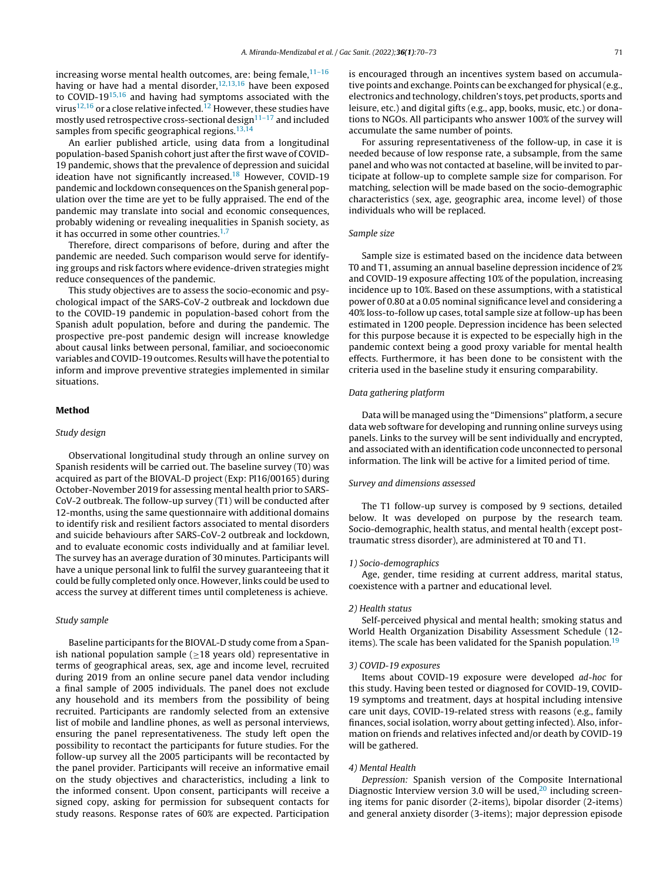increasing worse mental health outcomes, are: being female,[11–16] having or have had a mental disorder,[12,13,16] have been exposed to COVID-19[15,16] and having had symptoms associated with the virus[12,16] or a close relative infected.[12] However, these studies have mostly used retrospective cross-sectional design[11–17] and included samples from specific geographical regions.[13,14]

An earlier published article, using data from a longitudinal population-based Spanish cohort just after the first wave of COVID-19 pandemic, shows that the prevalence of depression and suicidal ideation have not significantly increased.[18] However, COVID-19 pandemic and lockdown consequences on the Spanish general population over the time are yet to be fully appraised. The end of the pandemic may translate into social and economic consequences, probably widening or revealing inequalities in Spanish society, as it has occurred in some other countries.[1,7]

Therefore, direct comparisons of before, during and after the pandemic are needed. Such comparison would serve for identifying groups and risk factors where evidence-driven strategies might reduce consequences of the pandemic.

This study objectives are to assess the socio-economic and psychological impact of the SARS-CoV-2 outbreak and lockdown due to the COVID-19 pandemic in population-based cohort from the Spanish adult population, before and during the pandemic. The prospective pre-post pandemic design will increase knowledge about causal links between personal, familiar, and socioeconomic variables and COVID-19 outcomes. Results will have the potential to inform and improve preventive strategies implemented in similar situations.

## Method

### *Study design*

Observational longitudinal study through an online survey on Spanish residents will be carried out. The baseline survey (T0) was acquired as part of the BIOVAL-D project (Exp: PI16/00165) during October-November 2019 for assessing mental health prior to SARS-CoV-2 outbreak. The follow-up survey (T1) will be conducted after 12-months, using the same questionnaire with additional domains to identify risk and resilient factors associated to mental disorders and suicide behaviours after SARS-CoV-2 outbreak and lockdown, and to evaluate economic costs individually and at familiar level. The survey has an average duration of 30 minutes. Participants will have a unique personal link to fulfil the survey guaranteeing that it could be fully completed only once. However, links could be used to access the survey at different times until completeness is achieve.

### *Study sample*

Baseline participants for the BIOVAL-D study come from a Spanish national population sample (≥18 years old) representative in terms of geographical areas, sex, age and income level, recruited during 2019 from an online secure panel data vendor including a final sample of 2005 individuals. The panel does not exclude any household and its members from the possibility of being recruited. Participants are randomly selected from an extensive list of mobile and landline phones, as well as personal interviews, ensuring the panel representativeness. The study left open the possibility to recontact the participants for future studies. For the follow-up survey all the 2005 participants will be recontacted by the panel provider. Participants will receive an informative email on the study objectives and characteristics, including a link to the informed consent. Upon consent, participants will receive a signed copy, asking for permission for subsequent contacts for study reasons. Response rates of 60% are expected. Participation is encouraged through an incentives system based on accumulative points and exchange. Points can be exchanged for physical (e.g., electronics and technology, children's toys, pet products, sports and leisure, etc.) and digital gifts (e.g., app, books, music, etc.) or donations to NGOs. All participants who answer 100% of the survey will accumulate the same number of points.

For assuring representativeness of the follow-up, in case it is needed because of low response rate, a subsample, from the same panel and who was not contacted at baseline, will be invited to participate at follow-up to complete sample size for comparison. For matching, selection will be made based on the socio-demographic characteristics (sex, age, geographic area, income level) of those individuals who will be replaced.

### *Sample size*

Sample size is estimated based on the incidence data between T0 and T1, assuming an annual baseline depression incidence of 2% and COVID-19 exposure affecting 10% of the population, increasing incidence up to 10%. Based on these assumptions, with a statistical power of 0.80 at a 0.05 nominal significance level and considering a 40% loss-to-follow up cases, total sample size at follow-up has been estimated in 1200 people. Depression incidence has been selected for this purpose because it is expected to be especially high in the pandemic context being a good proxy variable for mental health effects. Furthermore, it has been done to be consistent with the criteria used in the baseline study it ensuring comparability.

### *Data gathering platform*

Data will be managed using the "Dimensions" platform, a secure data web software for developing and running online surveys using panels. Links to the survey will be sent individually and encrypted, and associated with an identification code unconnected to personal information. The link will be active for a limited period of time.

### *Survey and dimensions assessed*

The T1 follow-up survey is composed by 9 sections, detailed below. It was developed on purpose by the research team. Socio-demographic, health status, and mental health (except post-traumatic stress disorder), are administered at T0 and T1.

*1) Socio-demographics*

Age, gender, time residing at current address, marital status, coexistence with a partner and educational level.

*2) Health status*

Self-perceived physical and mental health; smoking status and World Health Organization Disability Assessment Schedule (12-items). The scale has been validated for the Spanish population.[19]

*3) COVID-19 exposures*

Items about COVID-19 exposure were developed *ad-hoc* for this study. Having been tested or diagnosed for COVID-19, COVID-19 symptoms and treatment, days at hospital including intensive care unit days, COVID-19-related stress with reasons (e.g., family finances, social isolation, worry about getting infected). Also, information on friends and relatives infected and/or death by COVID-19 will be gathered.

*4) Mental Health*

*Depression:* Spanish version of the Composite International Diagnostic Interview version 3.0 will be used,[20] including screening items for panic disorder (2-items), bipolar disorder (2-items) and general anxiety disorder (3-items); major depression episode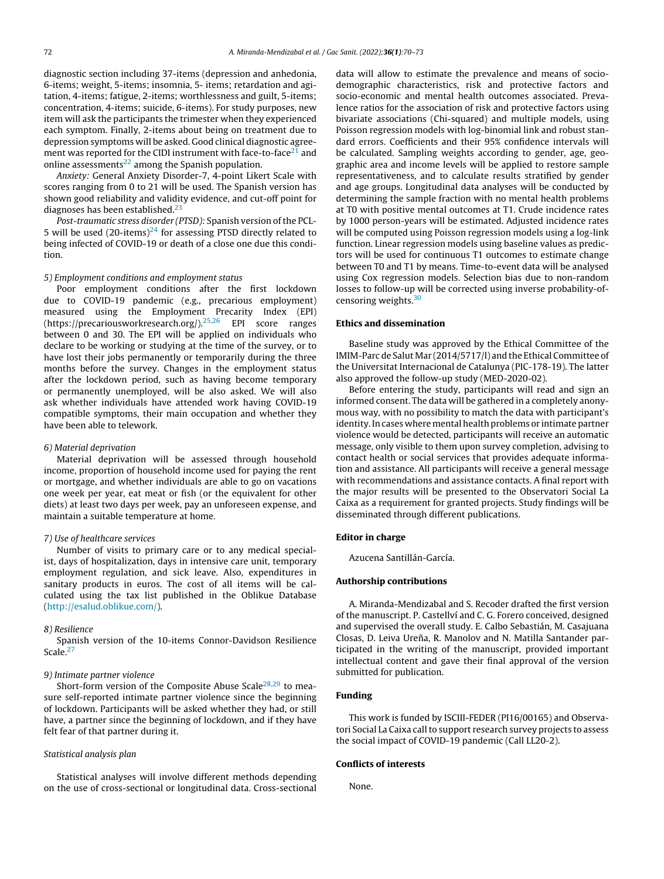diagnostic section including 37-items (depression and anhedonia, 6-items; weight, 5-items; insomnia, 5- items; retardation and agitation, 4-items; fatigue, 2-items; worthlessness and guilt, 5-items; concentration, 4-items; suicide, 6-items). For study purposes, new item will ask the participants the trimester when they experienced each symptom. Finally, 2-items about being on treatment due to depression symptoms will be asked. Good clinical diagnostic agreement was reported for the CIDI instrument with face-to-face[21] and online assessments[22] among the Spanish population.

*Anxiety:* General Anxiety Disorder-7, 4-point Likert Scale with scores ranging from 0 to 21 will be used. The Spanish version has shown good reliability and validity evidence, and cut-off point for diagnoses has been established.[23]

*Post-traumatic stress disorder (PTSD):* Spanish version of the PCL-5 will be used (20-items)[24] for assessing PTSD directly related to being infected of COVID-19 or death of a close one due this condition.

*5) Employment conditions and employment status*

Poor employment conditions after the first lockdown due to COVID-19 pandemic (e.g., precarious employment) measured using the Employment Precarity Index (EPI) (https://precariousworkresearch.org/).[25,26] EPI score ranges between 0 and 30. The EPI will be applied on individuals who declare to be working or studying at the time of the survey, or to have lost their jobs permanently or temporarily during the three months before the survey. Changes in the employment status after the lockdown period, such as having become temporary or permanently unemployed, will be also asked. We will also ask whether individuals have attended work having COVID-19 compatible symptoms, their main occupation and whether they have been able to telework.

*6) Material deprivation*

Material deprivation will be assessed through household income, proportion of household income used for paying the rent or mortgage, and whether individuals are able to go on vacations one week per year, eat meat or fish (or the equivalent for other diets) at least two days per week, pay an unforeseen expense, and maintain a suitable temperature at home.

*7) Use of healthcare services*

Number of visits to primary care or to any medical specialist, days of hospitalization, days in intensive care unit, temporary employment regulation, and sick leave. Also, expenditures in sanitary products in euros. The cost of all items will be calculated using the tax list published in the Oblikue Database (http://esalud.oblikue.com/).

*8) Resilience*

Spanish version of the 10-items Connor-Davidson Resilience Scale.[27]

*9) Intimate partner violence*

Short-form version of the Composite Abuse Scale[28,29] to measure self-reported intimate partner violence since the beginning of lockdown. Participants will be asked whether they had, or still have, a partner since the beginning of lockdown, and if they have felt fear of that partner during it.

*Statistical analysis plan*

Statistical analyses will involve different methods depending on the use of cross-sectional or longitudinal data. Cross-sectional data will allow to estimate the prevalence and means of socio-demographic characteristics, risk and protective factors and socio-economic and mental health outcomes associated. Prevalence ratios for the association of risk and protective factors using bivariate associations (Chi-squared) and multiple models, using Poisson regression models with log-binomial link and robust standard errors. Coefficients and their 95% confidence intervals will be calculated. Sampling weights according to gender, age, geographic area and income levels will be applied to restore sample representativeness, and to calculate results stratified by gender and age groups. Longitudinal data analyses will be conducted by determining the sample fraction with no mental health problems at T0 with positive mental outcomes at T1. Crude incidence rates by 1000 person-years will be estimated. Adjusted incidence rates will be computed using Poisson regression models using a log-link function. Linear regression models using baseline values as predictors will be used for continuous T1 outcomes to estimate change between T0 and T1 by means. Time-to-event data will be analysed using Cox regression models. Selection bias due to non-random losses to follow-up will be corrected using inverse probability-of-censoring weights.[30]

## Ethics and dissemination

Baseline study was approved by the Ethical Committee of the IMIM-Parc de Salut Mar (2014/5717/I) and the Ethical Committee of the Universitat Internacional de Catalunya (PIC-178-19). The latter also approved the follow-up study (MED-2020-02).

Before entering the study, participants will read and sign an informed consent. The data will be gathered in a completely anonymous way, with no possibility to match the data with participant's identity. In cases where mental health problems or intimate partner violence would be detected, participants will receive an automatic message, only visible to them upon survey completion, advising to contact health or social services that provides adequate information and assistance. All participants will receive a general message with recommendations and assistance contacts. A final report with the major results will be presented to the Observatori Social La Caixa as a requirement for granted projects. Study findings will be disseminated through different publications.

## Editor in charge

Azucena Santillán-García.

## Authorship contributions

A. Miranda-Mendizabal and S. Recoder drafted the first version of the manuscript. P. Castellví and C. G. Forero conceived, designed and supervised the overall study. E. Calbo Sebastián, M. Casajuana Closas, D. Leiva Ureña, R. Manolov and N. Matilla Santander participated in the writing of the manuscript, provided important intellectual content and gave their final approval of the version submitted for publication.

## Funding

This work is funded by ISCIII-FEDER (PI16/00165) and Observatori Social La Caixa call to support research survey projects to assess the social impact of COVID-19 pandemic (Call LL20-2).

## Conflicts of interests

None.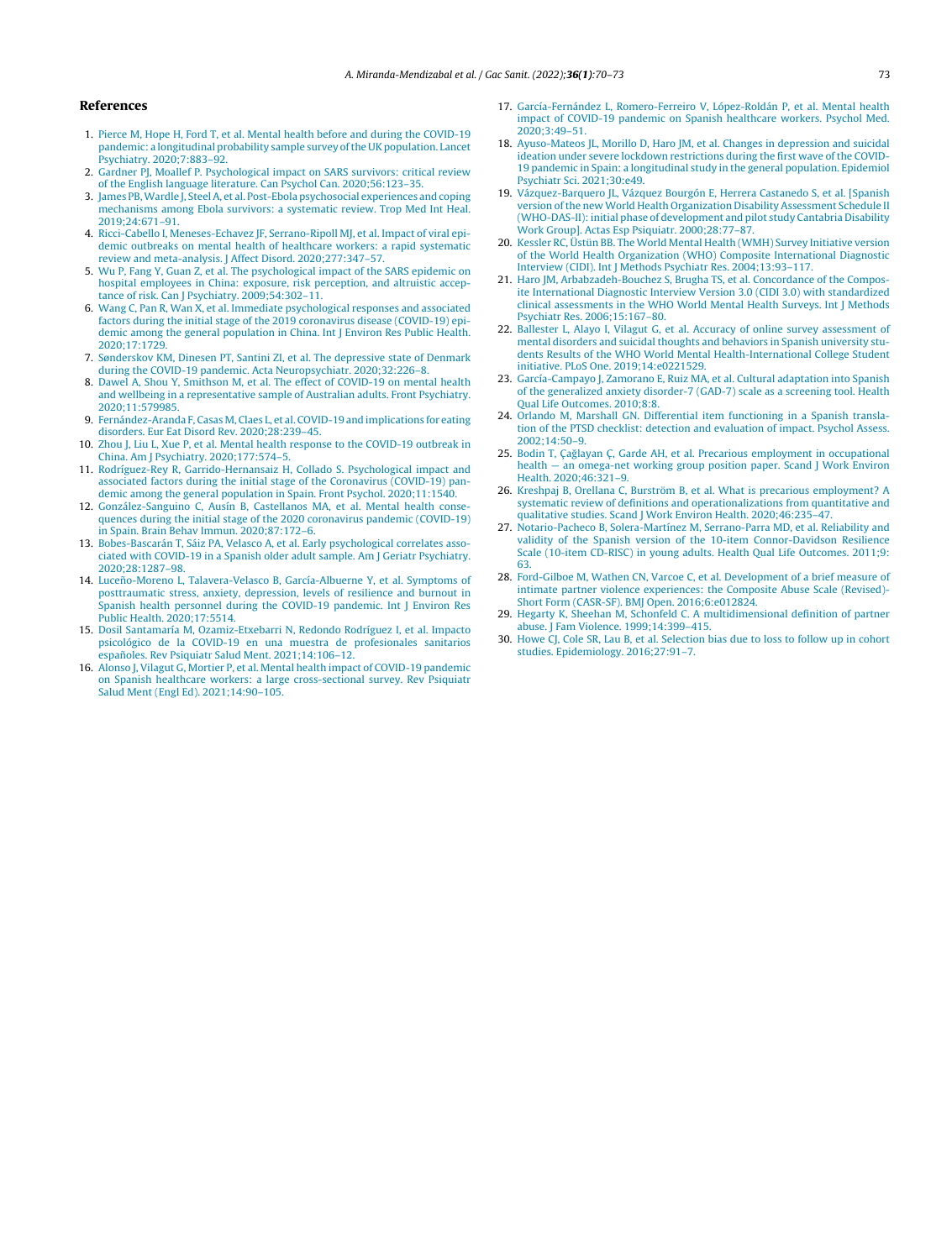## References

1. Pierce M, Hope H, Ford T, et al. Mental health before and during the COVID-19 pandemic: a longitudinal probability sample survey of the UK population. Lancet Psychiatry. 2020;7:883–92.
2. Gardner PJ, Moallef P. Psychological impact on SARS survivors: critical review of the English language literature. Can Psychol Can. 2020;56:123–35.
3. James PB, Wardle J, Steel A, et al. Post-Ebola psychosocial experiences and coping mechanisms among Ebola survivors: a systematic review. Trop Med Int Heal. 2019;24:671–91.
4. Ricci-Cabello I, Meneses-Echavez JF, Serrano-Ripoll MJ, et al. Impact of viral epidemic outbreaks on mental health of healthcare workers: a rapid systematic review and meta-analysis. J Affect Disord. 2020;277:347–57.
5. Wu P, Fang Y, Guan Z, et al. The psychological impact of the SARS epidemic on hospital employees in China: exposure, risk perception, and altruistic acceptance of risk. Can J Psychiatry. 2009;54:302–11.
6. Wang C, Pan R, Wan X, et al. Immediate psychological responses and associated factors during the initial stage of the 2019 coronavirus disease (COVID-19) epidemic among the general population in China. Int J Environ Res Public Health. 2020;17:1729.
7. Sønderskov KM, Dinesen PT, Santini ZI, et al. The depressive state of Denmark during the COVID-19 pandemic. Acta Neuropsychiatr. 2020;32:226–8.
8. Dawel A, Shou Y, Smithson M, et al. The effect of COVID-19 on mental health and wellbeing in a representative sample of Australian adults. Front Psychiatry. 2020;11:579985.
9. Fernández-Aranda F, Casas M, Claes L, et al. COVID-19 and implications for eating disorders. Eur Eat Disord Rev. 2020;28:239–45.
10. Zhou J, Liu L, Xue P, et al. Mental health response to the COVID-19 outbreak in China. Am J Psychiatry. 2020;177:574–5.
11. Rodríguez-Rey R, Garrido-Hernansaiz H, Collado S. Psychological impact and associated factors during the initial stage of the Coronavirus (COVID-19) pandemic among the general population in Spain. Front Psychol. 2020;11:1540.
12. González-Sanguino C, Ausín B, Castellanos MA, et al. Mental health consequences during the initial stage of the 2020 coronavirus pandemic (COVID-19) in Spain. Brain Behav Immun. 2020;87:172–6.
13. Bobes-Bascarán T, Sáiz PA, Velasco A, et al. Early psychological correlates associated with COVID-19 in a Spanish older adult sample. Am J Geriatr Psychiatry. 2020;28:1287–98.
14. Luceño-Moreno L, Talavera-Velasco B, García-Albuerne Y, et al. Symptoms of posttraumatic stress, anxiety, depression, levels of resilience and burnout in Spanish health personnel during the COVID-19 pandemic. Int J Environ Res Public Health. 2020;17:5514.
15. Dosil Santamaría M, Ozamiz-Etxebarri N, Redondo Rodríguez I, et al. Impacto psicológico de la COVID-19 en una muestra de profesionales sanitarios españoles. Rev Psiquiatr Salud Ment. 2021;14:106–12.
16. Alonso J, Vilagut G, Mortier P, et al. Mental health impact of COVID-19 pandemic on Spanish healthcare workers: a large cross-sectional survey. Rev Psiquiatr Salud Ment (Engl Ed). 2021;14:90–105.
17. García-Fernández L, Romero-Ferreiro V, López-Roldán P, et al. Mental health impact of COVID-19 pandemic on Spanish healthcare workers. Psychol Med. 2020;3:49–51.
18. Ayuso-Mateos JL, Morillo D, Haro JM, et al. Changes in depression and suicidal ideation under severe lockdown restrictions during the first wave of the COVID-19 pandemic in Spain: a longitudinal study in the general population. Epidemiol Psychiatr Sci. 2021;30:e49.
19. Vázquez-Barquero JL, Vázquez Bourgón E, Herrera Castanedo S, et al. [Spanish version of the new World Health Organization Disability Assessment Schedule II (WHO-DAS-II): initial phase of development and pilot study Cantabria Disability Work Group]. Actas Esp Psiquiatr. 2000;28:77–87.
20. Kessler RC, Üstün BB. The World Mental Health (WMH) Survey Initiative version of the World Health Organization (WHO) Composite International Diagnostic Interview (CIDI). Int J Methods Psychiatr Res. 2004;13:93–117.
21. Haro JM, Arbabzadeh-Bouchez S, Brugha TS, et al. Concordance of the Composite International Diagnostic Interview Version 3.0 (CIDI 3.0) with standardized clinical assessments in the WHO World Mental Health Surveys. Int J Methods Psychiatr Res. 2006;15:167–80.
22. Ballester L, Alayo I, Vilagut G, et al. Accuracy of online survey assessment of mental disorders and suicidal thoughts and behaviors in Spanish university students Results of the WHO World Mental Health-International College Student initiative. PLoS One. 2019;14:e0221529.
23. García-Campayo J, Zamorano E, Ruiz MA, et al. Cultural adaptation into Spanish of the generalized anxiety disorder-7 (GAD-7) scale as a screening tool. Health Qual Life Outcomes. 2010;8:8.
24. Orlando M, Marshall GN. Differential item functioning in a Spanish translation of the PTSD checklist: detection and evaluation of impact. Psychol Assess. 2002;14:50–9.
25. Bodin T, Çağlayan Ç, Garde AH, et al. Precarious employment in occupational health — an omega-net working group position paper. Scand J Work Environ Health. 2020;46:321–9.
26. Kreshpaj B, Orellana C, Burström B, et al. What is precarious employment? A systematic review of definitions and operationalizations from quantitative and qualitative studies. Scand J Work Environ Health. 2020;46:235–47.
27. Notario-Pacheco B, Solera-Martínez M, Serrano-Parra MD, et al. Reliability and validity of the Spanish version of the 10-item Connor-Davidson Resilience Scale (10-item CD-RISC) in young adults. Health Qual Life Outcomes. 2011;9:63.
28. Ford-Gilboe M, Wathen CN, Varcoe C, et al. Development of a brief measure of intimate partner violence experiences: the Composite Abuse Scale (Revised)-Short Form (CASR-SF). BMJ Open. 2016;6:e012824.
29. Hegarty K, Sheehan M, Schonfeld C. A multidimensional definition of partner abuse. J Fam Violence. 1999;14:399–415.
30. Howe CJ, Cole SR, Lau B, et al. Selection bias due to loss to follow up in cohort studies. Epidemiology. 2016;27:91–7.